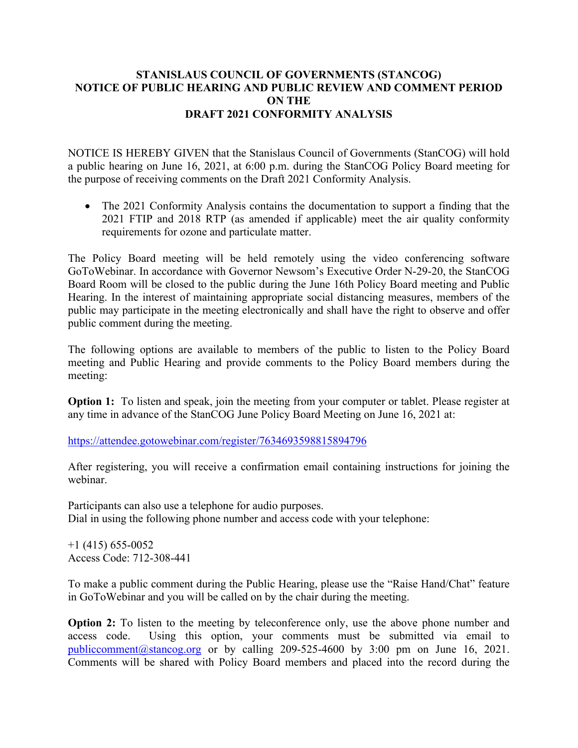# STANISLAUS COUNCIL OF GOVERNMENTS (STANCOG)
# NOTICE OF PUBLIC HEARING AND PUBLIC REVIEW AND COMMENT PERIOD ON THE DRAFT 2021 CONFORMITY ANALYSIS

NOTICE IS HEREBY GIVEN that the Stanislaus Council of Governments (StanCOG) will hold a public hearing on June 16, 2021, at 6:00 p.m. during the StanCOG Policy Board meeting for the purpose of receiving comments on the Draft 2021 Conformity Analysis.

- The 2021 Conformity Analysis contains the documentation to support a finding that the 2021 FTIP and 2018 RTP (as amended if applicable) meet the air quality conformity requirements for ozone and particulate matter.

The Policy Board meeting will be held remotely using the video conferencing software GoToWebinar. In accordance with Governor Newsom's Executive Order N-29-20, the StanCOG Board Room will be closed to the public during the June 16th Policy Board meeting and Public Hearing. In the interest of maintaining appropriate social distancing measures, members of the public may participate in the meeting electronically and shall have the right to observe and offer public comment during the meeting.

The following options are available to members of the public to listen to the Policy Board meeting and Public Hearing and provide comments to the Policy Board members during the meeting:

**Option 1:** To listen and speak, join the meeting from your computer or tablet. Please register at any time in advance of the StanCOG June Policy Board Meeting on June 16, 2021 at:

https://attendee.gotowebinar.com/register/7634693598815894796

After registering, you will receive a confirmation email containing instructions for joining the webinar.

Participants can also use a telephone for audio purposes.
Dial in using the following phone number and access code with your telephone:

+1 (415) 655-0052
Access Code: 712-308-441

To make a public comment during the Public Hearing, please use the "Raise Hand/Chat" feature in GoToWebinar and you will be called on by the chair during the meeting.

**Option 2:** To listen to the meeting by teleconference only, use the above phone number and access code. Using this option, your comments must be submitted via email to publiccomment@stancog.org or by calling 209-525-4600 by 3:00 pm on June 16, 2021. Comments will be shared with Policy Board members and placed into the record during the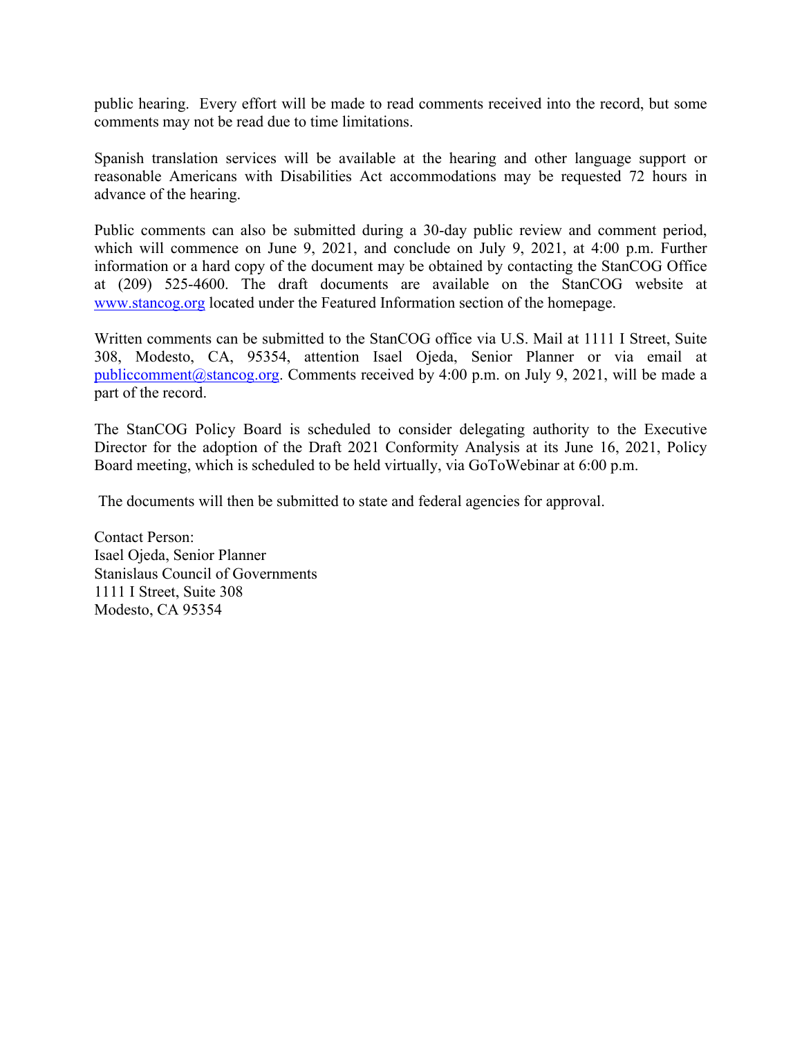public hearing. Every effort will be made to read comments received into the record, but some comments may not be read due to time limitations.

Spanish translation services will be available at the hearing and other language support or reasonable Americans with Disabilities Act accommodations may be requested 72 hours in advance of the hearing.

Public comments can also be submitted during a 30-day public review and comment period, which will commence on June 9, 2021, and conclude on July 9, 2021, at 4:00 p.m. Further information or a hard copy of the document may be obtained by contacting the StanCOG Office at (209) 525-4600. The draft documents are available on the StanCOG website at [www.stancog.org](http://www.stancog.org) located under the Featured Information section of the homepage.

Written comments can be submitted to the StanCOG office via U.S. Mail at 1111 I Street, Suite 308, Modesto, CA, 95354, attention Isael Ojeda, Senior Planner or via email at [publiccomment@stancog.org](mailto:publiccomment@stancog.org). Comments received by 4:00 p.m. on July 9, 2021, will be made a part of the record.

The StanCOG Policy Board is scheduled to consider delegating authority to the Executive Director for the adoption of the Draft 2021 Conformity Analysis at its June 16, 2021, Policy Board meeting, which is scheduled to be held virtually, via GoToWebinar at 6:00 p.m.

The documents will then be submitted to state and federal agencies for approval.

Contact Person:  
Isael Ojeda, Senior Planner  
Stanislaus Council of Governments  
1111 I Street, Suite 308  
Modesto, CA 95354